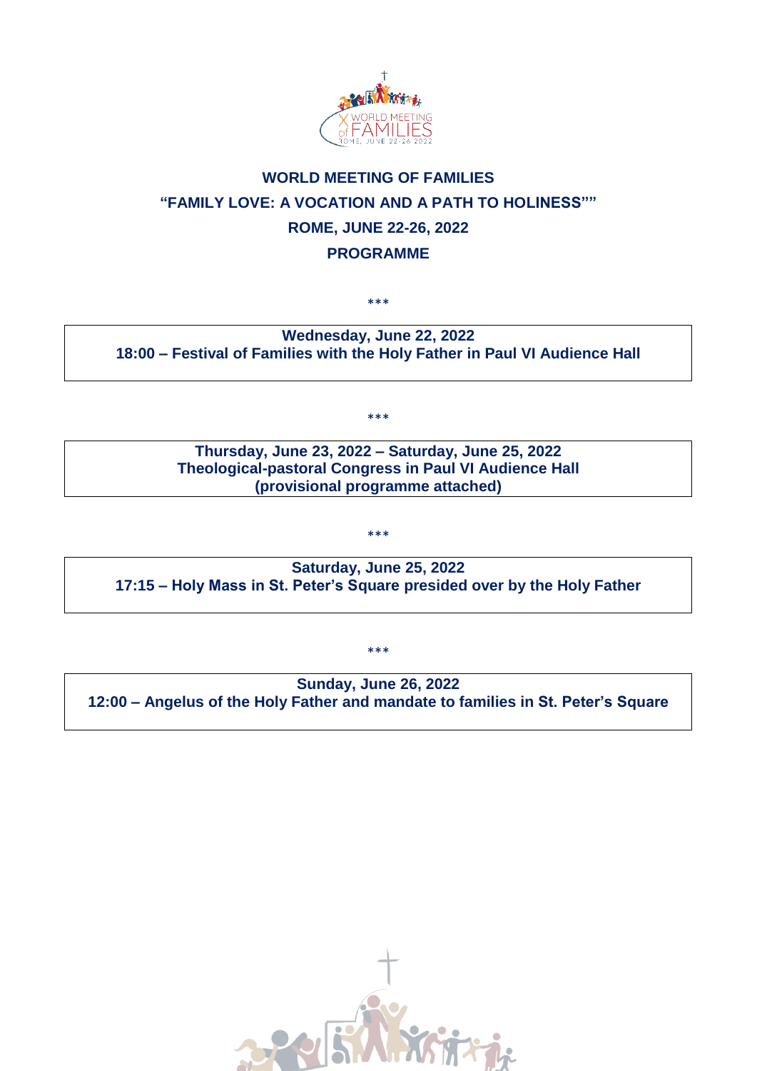# WORLD MEETING OF FAMILIES

## "FAMILY LOVE: A VOCATION AND A PATH TO HOLINESS""

## ROME, JUNE 22-26, 2022

## PROGRAMME

\*\*\*

**Wednesday, June 22, 2022**
**18:00 – Festival of Families with the Holy Father in Paul VI Audience Hall**

\*\*\*

**Thursday, June 23, 2022 – Saturday, June 25, 2022**
**Theological-pastoral Congress in Paul VI Audience Hall**
**(provisional programme attached)**

\*\*\*

**Saturday, June 25, 2022**
**17:15 – Holy Mass in St. Peter's Square presided over by the Holy Father**

\*\*\*

**Sunday, June 26, 2022**
**12:00 – Angelus of the Holy Father and mandate to families in St. Peter's Square**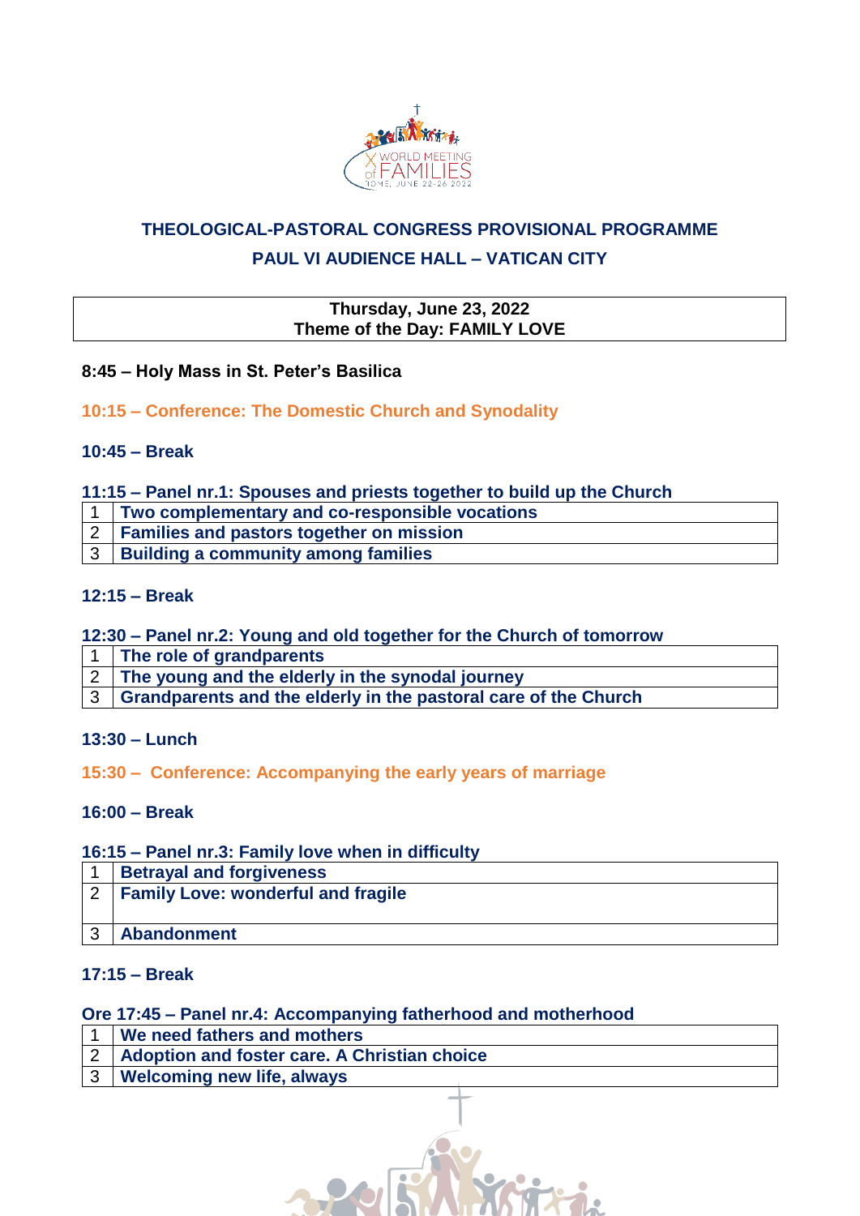## THEOLOGICAL-PASTORAL CONGRESS PROVISIONAL PROGRAMME

## PAUL VI AUDIENCE HALL – VATICAN CITY

**Thursday, June 23, 2022**
**Theme of the Day: FAMILY LOVE**

**8:45 – Holy Mass in St. Peter's Basilica**

**10:15 – Conference: The Domestic Church and Synodality**

**10:45 – Break**

**11:15 – Panel nr.1: Spouses and priests together to build up the Church**

| | |
|---|---|
| 1 | **Two complementary and co-responsible vocations** |
| 2 | **Families and pastors together on mission** |
| 3 | **Building a community among families** |

**12:15 – Break**

**12:30 – Panel nr.2: Young and old together for the Church of tomorrow**

| | |
|---|---|
| 1 | **The role of grandparents** |
| 2 | **The young and the elderly in the synodal journey** |
| 3 | **Grandparents and the elderly in the pastoral care of the Church** |

**13:30 – Lunch**

**15:30 – Conference: Accompanying the early years of marriage**

**16:00 – Break**

**16:15 – Panel nr.3: Family love when in difficulty**

| | |
|---|---|
| 1 | **Betrayal and forgiveness** |
| 2 | **Family Love: wonderful and fragile** |
| 3 | **Abandonment** |

**17:15 – Break**

**Ore 17:45 – Panel nr.4: Accompanying fatherhood and motherhood**

| | |
|---|---|
| 1 | **We need fathers and mothers** |
| 2 | **Adoption and foster care. A Christian choice** |
| 3 | **Welcoming new life, always** |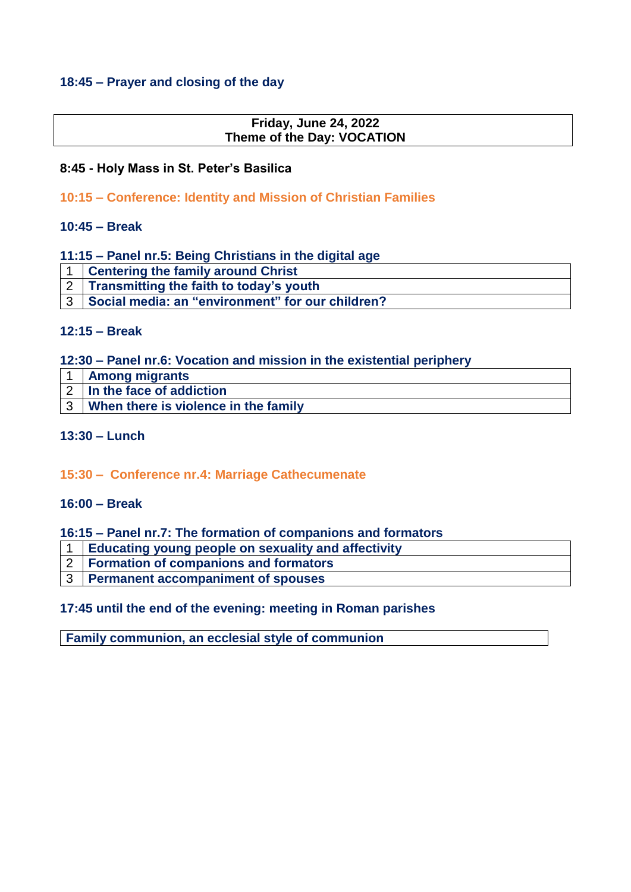**18:45 – Prayer and closing of the day**

| Friday, June 24, 2022<br>Theme of the Day: VOCATION |
|---|

**8:45 - Holy Mass in St. Peter's Basilica**

**10:15 – Conference: Identity and Mission of Christian Families**

**10:45 – Break**

**11:15 – Panel nr.5: Being Christians in the digital age**

| | |
|---|---|
| 1 | **Centering the family around Christ** |
| 2 | **Transmitting the faith to today's youth** |
| 3 | **Social media: an "environment" for our children?** |

**12:15 – Break**

**12:30 – Panel nr.6: Vocation and mission in the existential periphery**

| | |
|---|---|
| 1 | **Among migrants** |
| 2 | **In the face of addiction** |
| 3 | **When there is violence in the family** |

**13:30 – Lunch**

**15:30 – Conference nr.4: Marriage Cathecumenate**

**16:00 – Break**

**16:15 – Panel nr.7: The formation of companions and formators**

| | |
|---|---|
| 1 | **Educating young people on sexuality and affectivity** |
| 2 | **Formation of companions and formators** |
| 3 | **Permanent accompaniment of spouses** |

**17:45 until the end of the evening: meeting in Roman parishes**

| **Family communion, an ecclesial style of communion** |
|---|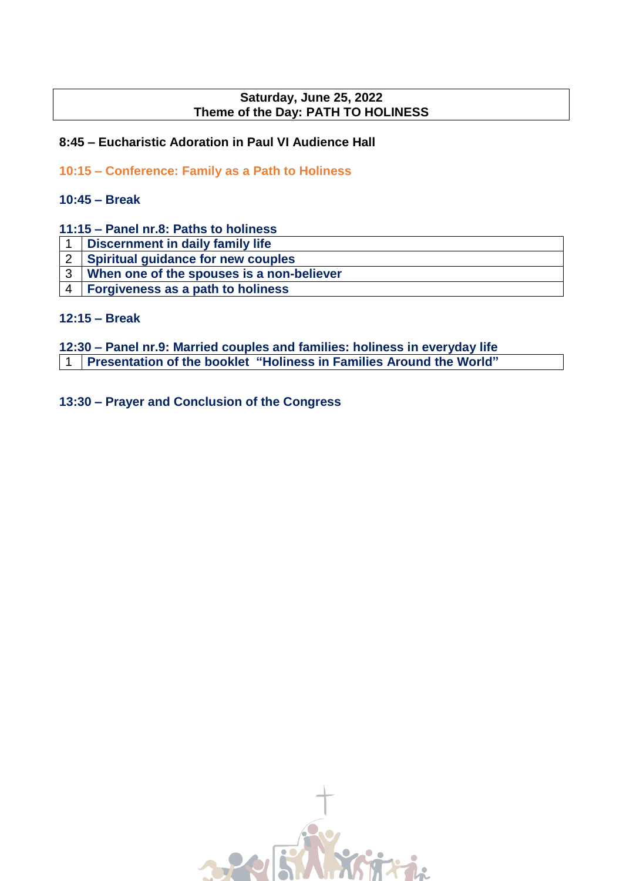**Saturday, June 25, 2022**
**Theme of the Day: PATH TO HOLINESS**

**8:45 – Eucharistic Adoration in Paul VI Audience Hall**

**10:15 – Conference: Family as a Path to Holiness**

**10:45 – Break**

**11:15 – Panel nr.8: Paths to holiness**

| | |
|---|---|
| 1 | **Discernment in daily family life** |
| 2 | **Spiritual guidance for new couples** |
| 3 | **When one of the spouses is a non-believer** |
| 4 | **Forgiveness as a path to holiness** |

**12:15 – Break**

**12:30 – Panel nr.9: Married couples and families: holiness in everyday life**

| | |
|---|---|
| 1 | **Presentation of the booklet "Holiness in Families Around the World"** |

**13:30 – Prayer and Conclusion of the Congress**